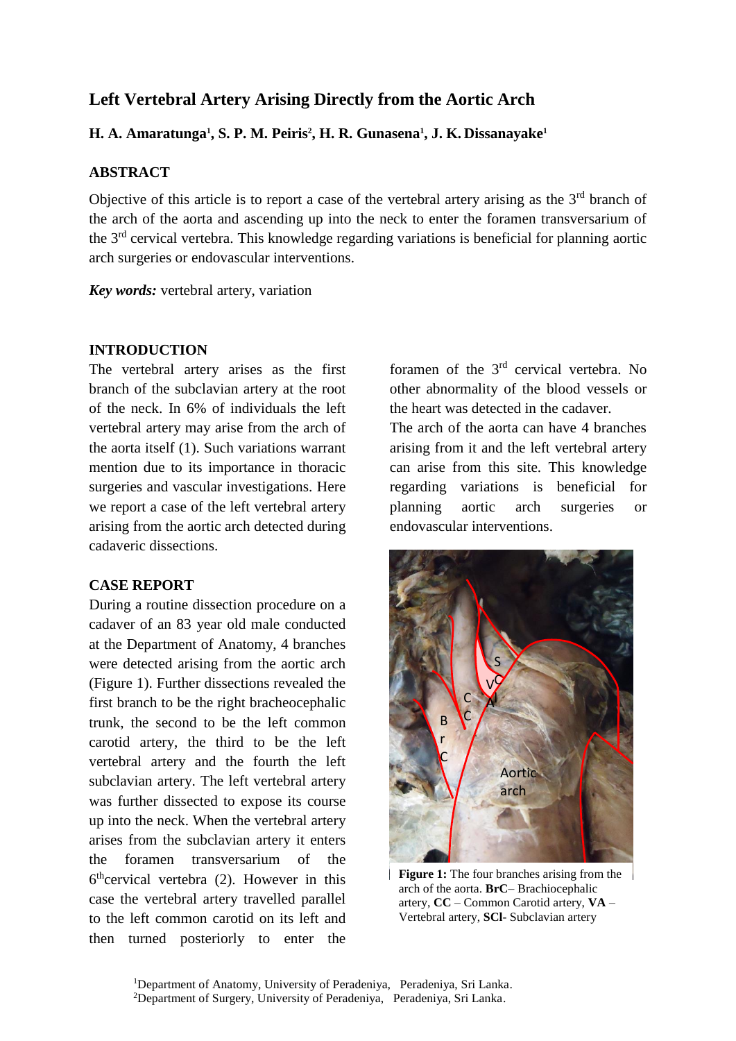# Left Vertebral Artery Arising Directly from the Aortic Arch

**H. A. Amaratunga[1], S. P. M. Peiris[2], H. R. Gunasena[1], J. K. Dissanayake[1]**

## ABSTRACT

Objective of this article is to report a case of the vertebral artery arising as the 3rd branch of the arch of the aorta and ascending up into the neck to enter the foramen transversarium of the 3rd cervical vertebra. This knowledge regarding variations is beneficial for planning aortic arch surgeries or endovascular interventions.

***Key words:*** vertebral artery, variation

## INTRODUCTION

The vertebral artery arises as the first branch of the subclavian artery at the root of the neck. In 6% of individuals the left vertebral artery may arise from the arch of the aorta itself (1). Such variations warrant mention due to its importance in thoracic surgeries and vascular investigations. Here we report a case of the left vertebral artery arising from the aortic arch detected during cadaveric dissections.

## CASE REPORT

During a routine dissection procedure on a cadaver of an 83 year old male conducted at the Department of Anatomy, 4 branches were detected arising from the aortic arch (Figure 1). Further dissections revealed the first branch to be the right bracheocephalic trunk, the second to be the left common carotid artery, the third to be the left vertebral artery and the fourth the left subclavian artery. The left vertebral artery was further dissected to expose its course up into the neck. When the vertebral artery arises from the subclavian artery it enters the foramen transversarium of the 6th cervical vertebra (2). However in this case the vertebral artery travelled parallel to the left common carotid on its left and then turned posteriorly to enter the foramen of the 3rd cervical vertebra. No other abnormality of the blood vessels or the heart was detected in the cadaver.

The arch of the aorta can have 4 branches arising from it and the left vertebral artery can arise from this site. This knowledge regarding variations is beneficial for planning aortic arch surgeries or endovascular interventions.

**Figure 1:** The four branches arising from the arch of the aorta. **BrC**– Brachiocephalic artery, **CC** – Common Carotid artery, **VA** – Vertebral artery, **SCl**- Subclavian artery

[1]Department of Anatomy, University of Peradeniya, Peradeniya, Sri Lanka.
[2]Department of Surgery, University of Peradeniya, Peradeniya, Sri Lanka.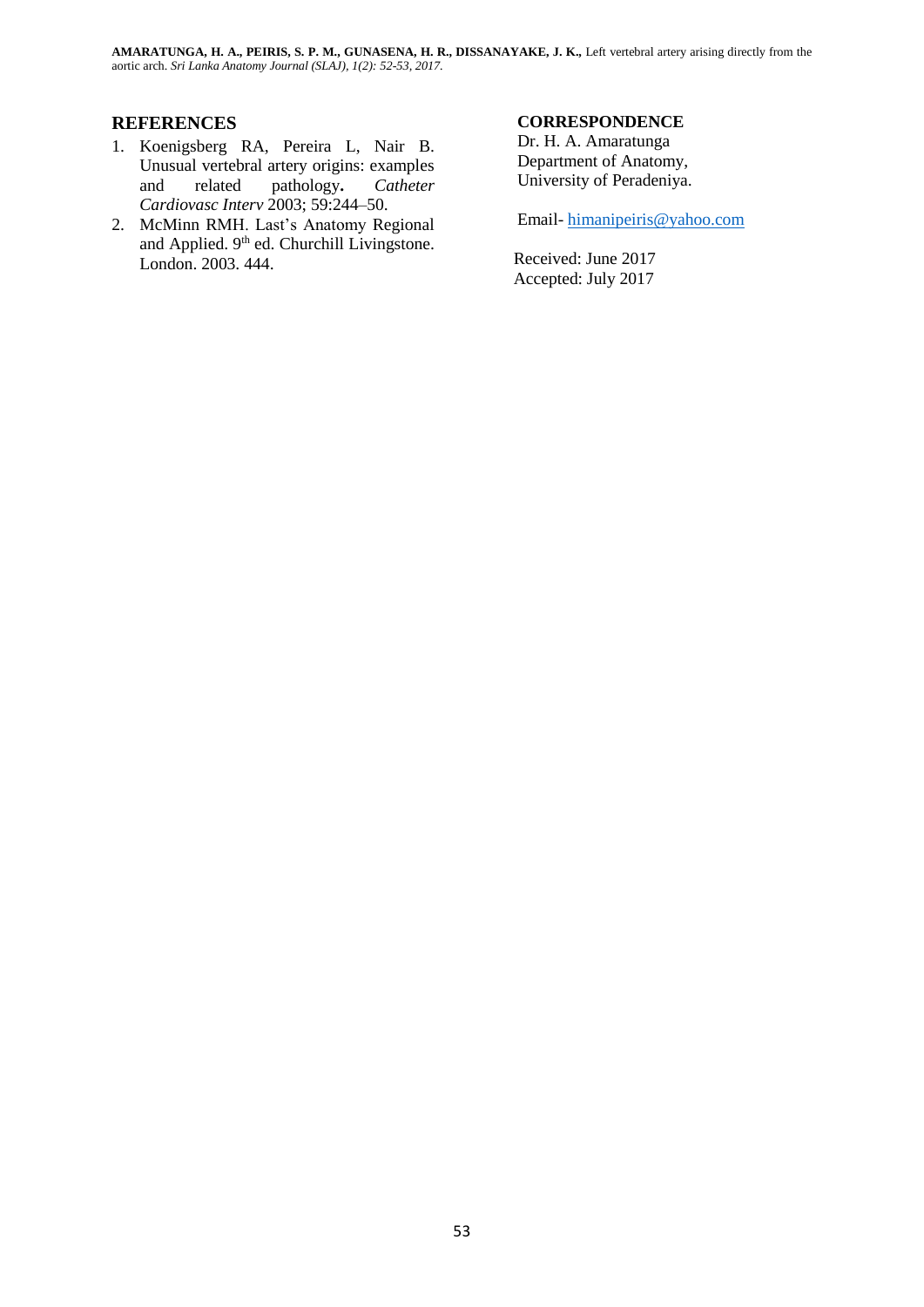## REFERENCES

1. Koenigsberg RA, Pereira L, Nair B. Unusual vertebral artery origins: examples and related pathology**.** *Catheter Cardiovasc Interv* 2003; 59:244–50.
2. McMinn RMH. Last's Anatomy Regional and Applied. 9th ed. Churchill Livingstone. London. 2003. 444.

## CORRESPONDENCE

Dr. H. A. Amaratunga
Department of Anatomy,
University of Peradeniya.

Email- himanipeiris@yahoo.com

Received: June 2017
Accepted: July 2017